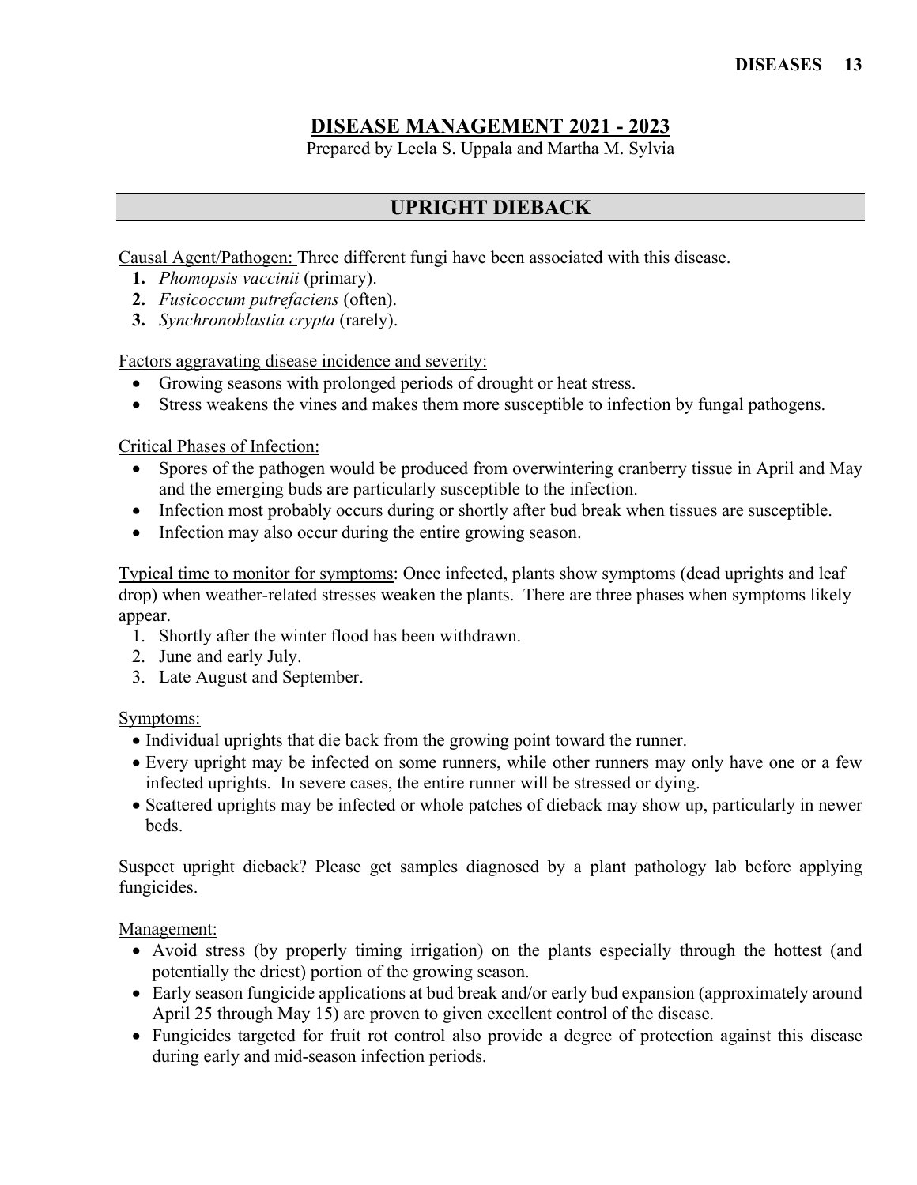# DISEASE MANAGEMENT 2021 - 2023

Prepared by Leela S. Uppala and Martha M. Sylvia

## UPRIGHT DIEBACK

Causal Agent/Pathogen: Three different fungi have been associated with this disease.

1. *Phomopsis vaccinii* (primary).
2. *Fusicoccum putrefaciens* (often).
3. *Synchronoblastia crypta* (rarely).

Factors aggravating disease incidence and severity:

- Growing seasons with prolonged periods of drought or heat stress.
- Stress weakens the vines and makes them more susceptible to infection by fungal pathogens.

Critical Phases of Infection:

- Spores of the pathogen would be produced from overwintering cranberry tissue in April and May and the emerging buds are particularly susceptible to the infection.
- Infection most probably occurs during or shortly after bud break when tissues are susceptible.
- Infection may also occur during the entire growing season.

Typical time to monitor for symptoms: Once infected, plants show symptoms (dead uprights and leaf drop) when weather-related stresses weaken the plants. There are three phases when symptoms likely appear.

1. Shortly after the winter flood has been withdrawn.
2. June and early July.
3. Late August and September.

Symptoms:

- Individual uprights that die back from the growing point toward the runner.
- Every upright may be infected on some runners, while other runners may only have one or a few infected uprights. In severe cases, the entire runner will be stressed or dying.
- Scattered uprights may be infected or whole patches of dieback may show up, particularly in newer beds.

Suspect upright dieback? Please get samples diagnosed by a plant pathology lab before applying fungicides.

Management:

- Avoid stress (by properly timing irrigation) on the plants especially through the hottest (and potentially the driest) portion of the growing season.
- Early season fungicide applications at bud break and/or early bud expansion (approximately around April 25 through May 15) are proven to given excellent control of the disease.
- Fungicides targeted for fruit rot control also provide a degree of protection against this disease during early and mid-season infection periods.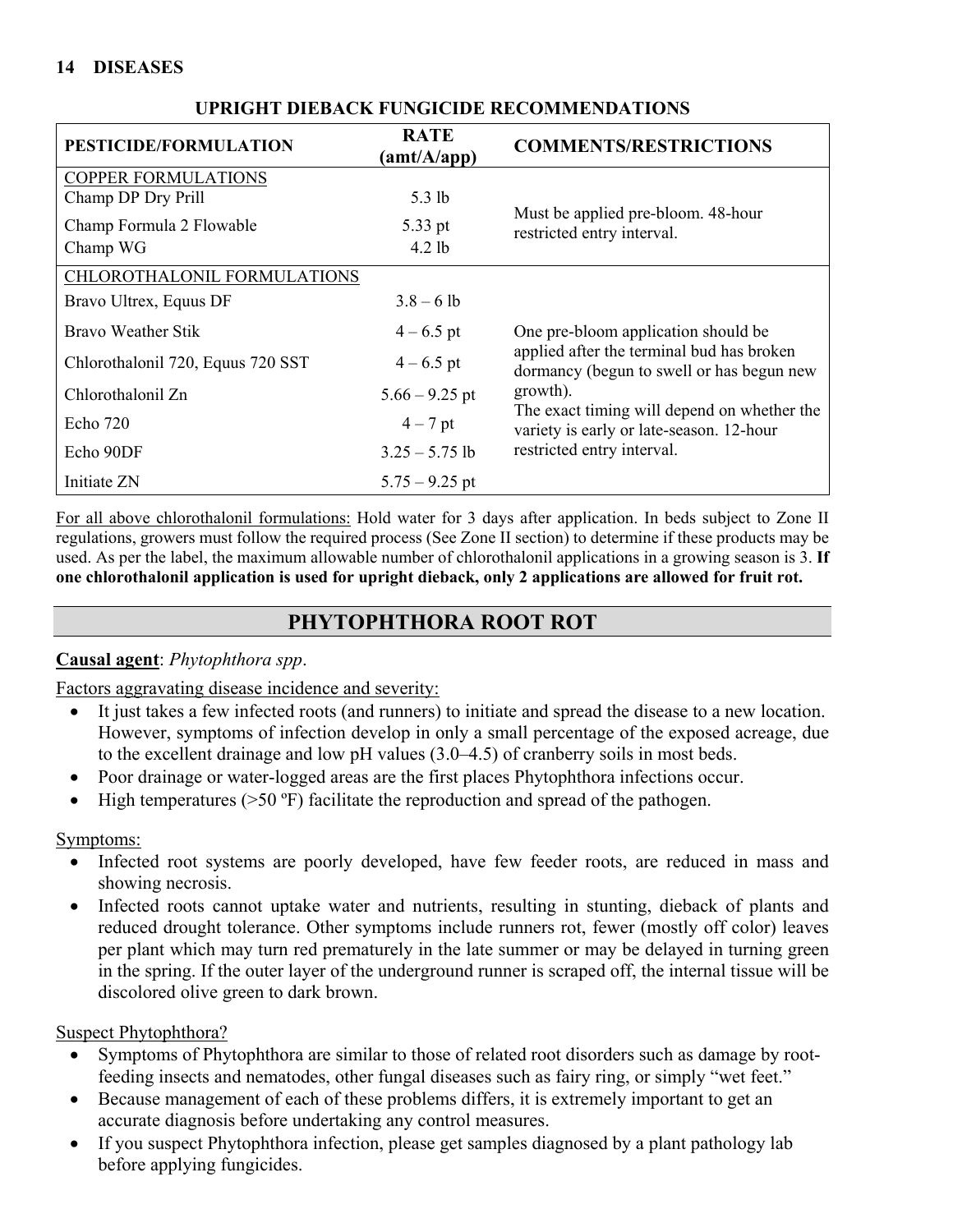## UPRIGHT DIEBACK FUNGICIDE RECOMMENDATIONS

| PESTICIDE/FORMULATION | RATE (amt/A/app) | COMMENTS/RESTRICTIONS |
|---|---|---|
| COPPER FORMULATIONS | | |
| Champ DP Dry Prill | 5.3 lb | Must be applied pre-bloom. 48-hour restricted entry interval. |
| Champ Formula 2 Flowable | 5.33 pt | |
| Champ WG | 4.2 lb | |
| CHLOROTHALONIL FORMULATIONS | | |
| Bravo Ultrex, Equus DF | 3.8 – 6 lb | One pre-bloom application should be applied after the terminal bud has broken dormancy (begun to swell or has begun new growth). The exact timing will depend on whether the variety is early or late-season. 12-hour restricted entry interval. |
| Bravo Weather Stik | 4 – 6.5 pt | |
| Chlorothalonil 720, Equus 720 SST | 4 – 6.5 pt | |
| Chlorothalonil Zn | 5.66 – 9.25 pt | |
| Echo 720 | 4 – 7 pt | |
| Echo 90DF | 3.25 – 5.75 lb | |
| Initiate ZN | 5.75 – 9.25 pt | |

For all above chlorothalonil formulations: Hold water for 3 days after application. In beds subject to Zone II regulations, growers must follow the required process (See Zone II section) to determine if these products may be used. As per the label, the maximum allowable number of chlorothalonil applications in a growing season is 3. **If one chlorothalonil application is used for upright dieback, only 2 applications are allowed for fruit rot.**

## PHYTOPHTHORA ROOT ROT

**Causal agent**: *Phytophthora spp*.

Factors aggravating disease incidence and severity:

- It just takes a few infected roots (and runners) to initiate and spread the disease to a new location. However, symptoms of infection develop in only a small percentage of the exposed acreage, due to the excellent drainage and low pH values (3.0–4.5) of cranberry soils in most beds.
- Poor drainage or water-logged areas are the first places Phytophthora infections occur.
- High temperatures (>50 ºF) facilitate the reproduction and spread of the pathogen.

Symptoms:

- Infected root systems are poorly developed, have few feeder roots, are reduced in mass and showing necrosis.
- Infected roots cannot uptake water and nutrients, resulting in stunting, dieback of plants and reduced drought tolerance. Other symptoms include runners rot, fewer (mostly off color) leaves per plant which may turn red prematurely in the late summer or may be delayed in turning green in the spring. If the outer layer of the underground runner is scraped off, the internal tissue will be discolored olive green to dark brown.

Suspect Phytophthora?

- Symptoms of Phytophthora are similar to those of related root disorders such as damage by root-feeding insects and nematodes, other fungal diseases such as fairy ring, or simply "wet feet."
- Because management of each of these problems differs, it is extremely important to get an accurate diagnosis before undertaking any control measures.
- If you suspect Phytophthora infection, please get samples diagnosed by a plant pathology lab before applying fungicides.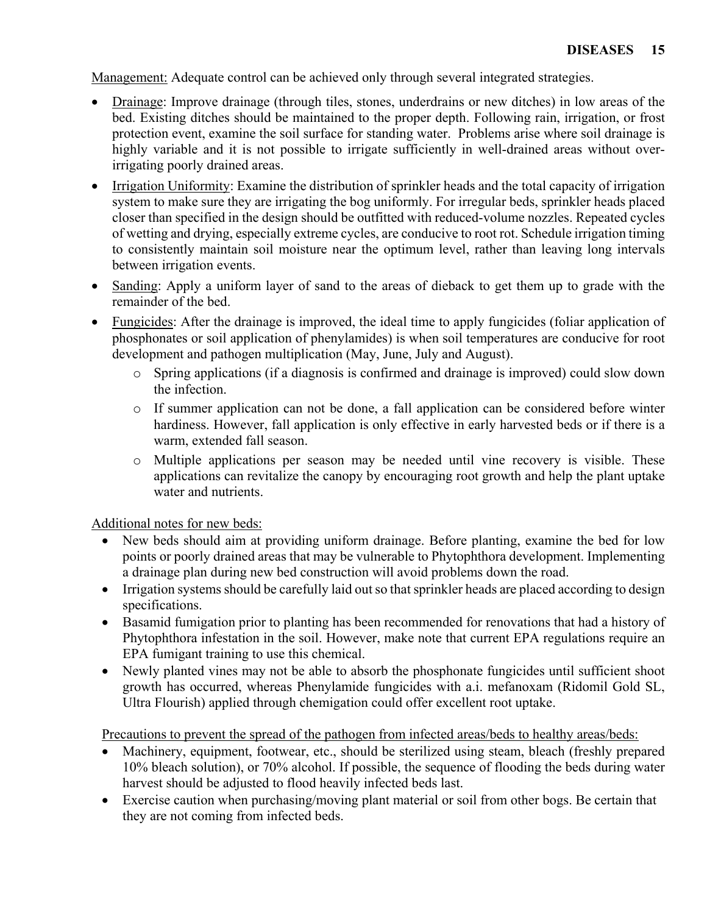Management: Adequate control can be achieved only through several integrated strategies.

- Drainage: Improve drainage (through tiles, stones, underdrains or new ditches) in low areas of the bed. Existing ditches should be maintained to the proper depth. Following rain, irrigation, or frost protection event, examine the soil surface for standing water. Problems arise where soil drainage is highly variable and it is not possible to irrigate sufficiently in well-drained areas without over-irrigating poorly drained areas.
- Irrigation Uniformity: Examine the distribution of sprinkler heads and the total capacity of irrigation system to make sure they are irrigating the bog uniformly. For irregular beds, sprinkler heads placed closer than specified in the design should be outfitted with reduced-volume nozzles. Repeated cycles of wetting and drying, especially extreme cycles, are conducive to root rot. Schedule irrigation timing to consistently maintain soil moisture near the optimum level, rather than leaving long intervals between irrigation events.
- Sanding: Apply a uniform layer of sand to the areas of dieback to get them up to grade with the remainder of the bed.
- Fungicides: After the drainage is improved, the ideal time to apply fungicides (foliar application of phosphonates or soil application of phenylamides) is when soil temperatures are conducive for root development and pathogen multiplication (May, June, July and August).
    - Spring applications (if a diagnosis is confirmed and drainage is improved) could slow down the infection.
    - If summer application can not be done, a fall application can be considered before winter hardiness. However, fall application is only effective in early harvested beds or if there is a warm, extended fall season.
    - Multiple applications per season may be needed until vine recovery is visible. These applications can revitalize the canopy by encouraging root growth and help the plant uptake water and nutrients.

Additional notes for new beds:

- New beds should aim at providing uniform drainage. Before planting, examine the bed for low points or poorly drained areas that may be vulnerable to Phytophthora development. Implementing a drainage plan during new bed construction will avoid problems down the road.
- Irrigation systems should be carefully laid out so that sprinkler heads are placed according to design specifications.
- Basamid fumigation prior to planting has been recommended for renovations that had a history of Phytophthora infestation in the soil. However, make note that current EPA regulations require an EPA fumigant training to use this chemical.
- Newly planted vines may not be able to absorb the phosphonate fungicides until sufficient shoot growth has occurred, whereas Phenylamide fungicides with a.i. mefanoxam (Ridomil Gold SL, Ultra Flourish) applied through chemigation could offer excellent root uptake.

Precautions to prevent the spread of the pathogen from infected areas/beds to healthy areas/beds:

- Machinery, equipment, footwear, etc., should be sterilized using steam, bleach (freshly prepared 10% bleach solution), or 70% alcohol. If possible, the sequence of flooding the beds during water harvest should be adjusted to flood heavily infected beds last.
- Exercise caution when purchasing/moving plant material or soil from other bogs. Be certain that they are not coming from infected beds.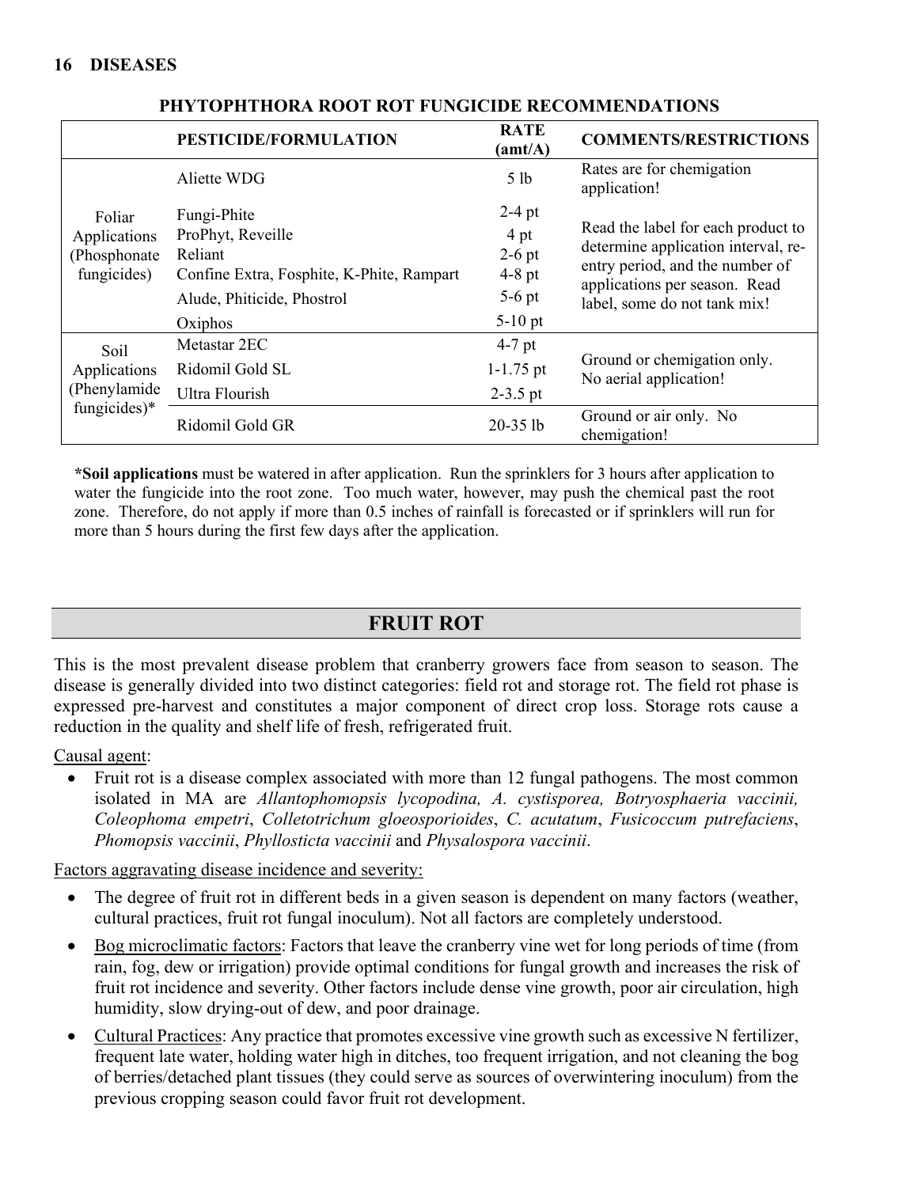## PHYTOPHTHORA ROOT ROT FUNGICIDE RECOMMENDATIONS

| | PESTICIDE/FORMULATION | RATE (amt/A) | COMMENTS/RESTRICTIONS |
|---|---|---|---|
| Foliar Applications (Phosphonate fungicides) | Aliette WDG | 5 lb | Rates are for chemigation application! |
| | Fungi-Phite | 2-4 pt | Read the label for each product to determine application interval, re-entry period, and the number of applications per season. Read label, some do not tank mix! |
| | ProPhyt, Reveille | 4 pt | |
| | Reliant | 2-6 pt | |
| | Confine Extra, Fosphite, K-Phite, Rampart | 4-8 pt | |
| | Alude, Phiticide, Phostrol | 5-6 pt | |
| | Oxiphos | 5-10 pt | |
| Soil Applications (Phenylamide fungicides)* | Metastar 2EC | 4-7 pt | Ground or chemigation only. No aerial application! |
| | Ridomil Gold SL | 1-1.75 pt | |
| | Ultra Flourish | 2-3.5 pt | |
| | Ridomil Gold GR | 20-35 lb | Ground or air only. No chemigation! |

**\*Soil applications** must be watered in after application. Run the sprinklers for 3 hours after application to water the fungicide into the root zone. Too much water, however, may push the chemical past the root zone. Therefore, do not apply if more than 0.5 inches of rainfall is forecasted or if sprinklers will run for more than 5 hours during the first few days after the application.

## FRUIT ROT

This is the most prevalent disease problem that cranberry growers face from season to season. The disease is generally divided into two distinct categories: field rot and storage rot. The field rot phase is expressed pre-harvest and constitutes a major component of direct crop loss. Storage rots cause a reduction in the quality and shelf life of fresh, refrigerated fruit.

Causal agent:

- Fruit rot is a disease complex associated with more than 12 fungal pathogens. The most common isolated in MA are *Allantophomopsis lycopodina, A. cystisporea, Botryosphaeria vaccinii, Coleophoma empetri*, *Colletotrichum gloeosporioides*, *C. acutatum*, *Fusicoccum putrefaciens*, *Phomopsis vaccinii*, *Phyllosticta vaccinii* and *Physalospora vaccinii*.

Factors aggravating disease incidence and severity:

- The degree of fruit rot in different beds in a given season is dependent on many factors (weather, cultural practices, fruit rot fungal inoculum). Not all factors are completely understood.
- Bog microclimatic factors: Factors that leave the cranberry vine wet for long periods of time (from rain, fog, dew or irrigation) provide optimal conditions for fungal growth and increases the risk of fruit rot incidence and severity. Other factors include dense vine growth, poor air circulation, high humidity, slow drying-out of dew, and poor drainage.
- Cultural Practices: Any practice that promotes excessive vine growth such as excessive N fertilizer, frequent late water, holding water high in ditches, too frequent irrigation, and not cleaning the bog of berries/detached plant tissues (they could serve as sources of overwintering inoculum) from the previous cropping season could favor fruit rot development.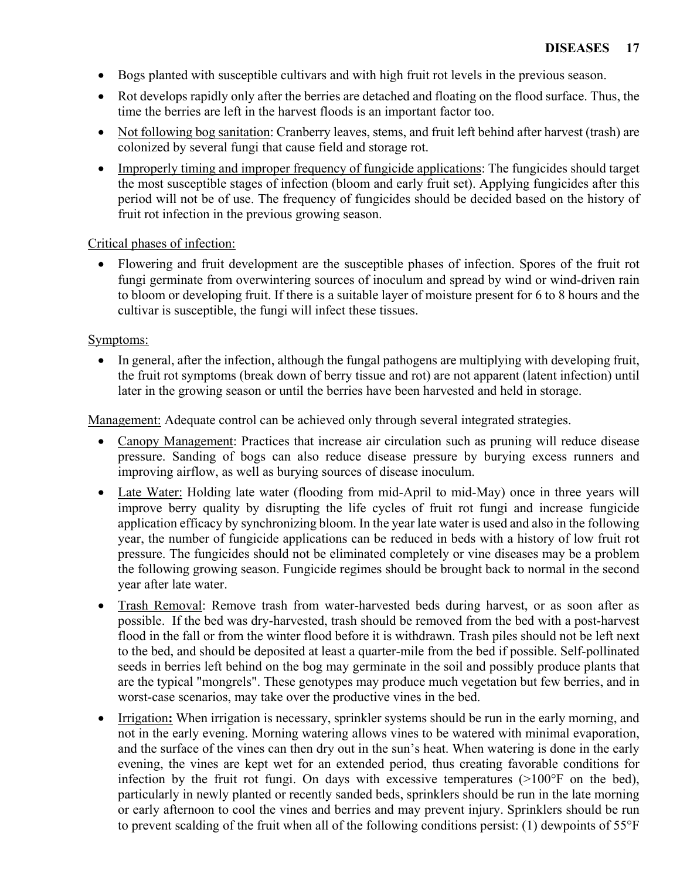- Bogs planted with susceptible cultivars and with high fruit rot levels in the previous season.
- Rot develops rapidly only after the berries are detached and floating on the flood surface. Thus, the time the berries are left in the harvest floods is an important factor too.
- Not following bog sanitation: Cranberry leaves, stems, and fruit left behind after harvest (trash) are colonized by several fungi that cause field and storage rot.
- Improperly timing and improper frequency of fungicide applications: The fungicides should target the most susceptible stages of infection (bloom and early fruit set). Applying fungicides after this period will not be of use. The frequency of fungicides should be decided based on the history of fruit rot infection in the previous growing season.

Critical phases of infection:

- Flowering and fruit development are the susceptible phases of infection. Spores of the fruit rot fungi germinate from overwintering sources of inoculum and spread by wind or wind-driven rain to bloom or developing fruit. If there is a suitable layer of moisture present for 6 to 8 hours and the cultivar is susceptible, the fungi will infect these tissues.

Symptoms:

- In general, after the infection, although the fungal pathogens are multiplying with developing fruit, the fruit rot symptoms (break down of berry tissue and rot) are not apparent (latent infection) until later in the growing season or until the berries have been harvested and held in storage.

Management: Adequate control can be achieved only through several integrated strategies.

- Canopy Management: Practices that increase air circulation such as pruning will reduce disease pressure. Sanding of bogs can also reduce disease pressure by burying excess runners and improving airflow, as well as burying sources of disease inoculum.
- Late Water: Holding late water (flooding from mid-April to mid-May) once in three years will improve berry quality by disrupting the life cycles of fruit rot fungi and increase fungicide application efficacy by synchronizing bloom. In the year late water is used and also in the following year, the number of fungicide applications can be reduced in beds with a history of low fruit rot pressure. The fungicides should not be eliminated completely or vine diseases may be a problem the following growing season. Fungicide regimes should be brought back to normal in the second year after late water.
- Trash Removal: Remove trash from water-harvested beds during harvest, or as soon after as possible. If the bed was dry-harvested, trash should be removed from the bed with a post-harvest flood in the fall or from the winter flood before it is withdrawn. Trash piles should not be left next to the bed, and should be deposited at least a quarter-mile from the bed if possible. Self-pollinated seeds in berries left behind on the bog may germinate in the soil and possibly produce plants that are the typical "mongrels". These genotypes may produce much vegetation but few berries, and in worst-case scenarios, may take over the productive vines in the bed.
- **Irrigation:** When irrigation is necessary, sprinkler systems should be run in the early morning, and not in the early evening. Morning watering allows vines to be watered with minimal evaporation, and the surface of the vines can then dry out in the sun's heat. When watering is done in the early evening, the vines are kept wet for an extended period, thus creating favorable conditions for infection by the fruit rot fungi. On days with excessive temperatures (>100°F on the bed), particularly in newly planted or recently sanded beds, sprinklers should be run in the late morning or early afternoon to cool the vines and berries and may prevent injury. Sprinklers should be run to prevent scalding of the fruit when all of the following conditions persist: (1) dewpoints of 55°F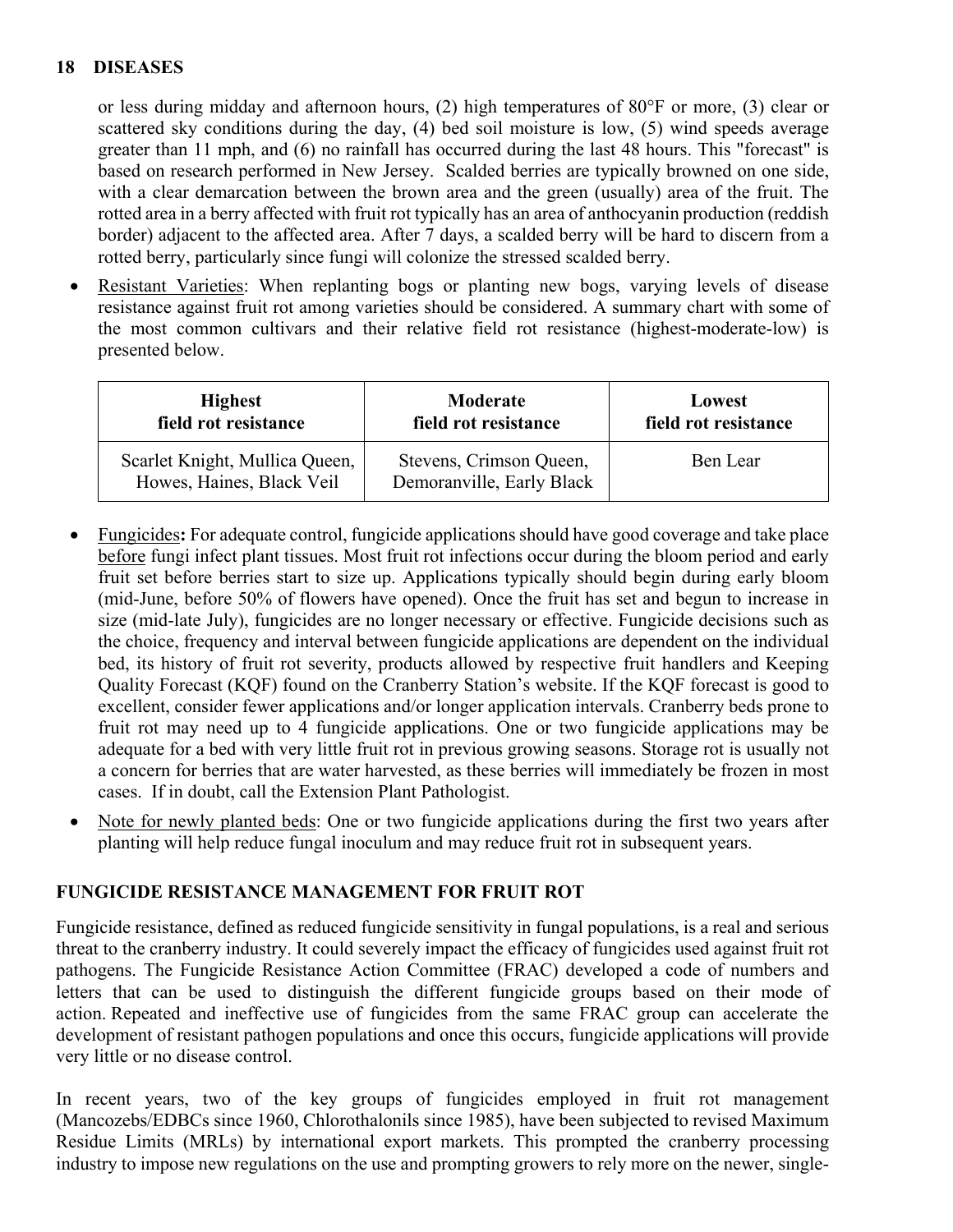or less during midday and afternoon hours, (2) high temperatures of 80°F or more, (3) clear or scattered sky conditions during the day, (4) bed soil moisture is low, (5) wind speeds average greater than 11 mph, and (6) no rainfall has occurred during the last 48 hours. This "forecast" is based on research performed in New Jersey. Scalded berries are typically browned on one side, with a clear demarcation between the brown area and the green (usually) area of the fruit. The rotted area in a berry affected with fruit rot typically has an area of anthocyanin production (reddish border) adjacent to the affected area. After 7 days, a scalded berry will be hard to discern from a rotted berry, particularly since fungi will colonize the stressed scalded berry.

- Resistant Varieties: When replanting bogs or planting new bogs, varying levels of disease resistance against fruit rot among varieties should be considered. A summary chart with some of the most common cultivars and their relative field rot resistance (highest-moderate-low) is presented below.

| Highest field rot resistance | Moderate field rot resistance | Lowest field rot resistance |
|---|---|---|
| Scarlet Knight, Mullica Queen, Howes, Haines, Black Veil | Stevens, Crimson Queen, Demoranville, Early Black | Ben Lear |

- Fungicides**:** For adequate control, fungicide applications should have good coverage and take place before fungi infect plant tissues. Most fruit rot infections occur during the bloom period and early fruit set before berries start to size up. Applications typically should begin during early bloom (mid-June, before 50% of flowers have opened). Once the fruit has set and begun to increase in size (mid-late July), fungicides are no longer necessary or effective. Fungicide decisions such as the choice, frequency and interval between fungicide applications are dependent on the individual bed, its history of fruit rot severity, products allowed by respective fruit handlers and Keeping Quality Forecast (KQF) found on the Cranberry Station's website. If the KQF forecast is good to excellent, consider fewer applications and/or longer application intervals. Cranberry beds prone to fruit rot may need up to 4 fungicide applications. One or two fungicide applications may be adequate for a bed with very little fruit rot in previous growing seasons. Storage rot is usually not a concern for berries that are water harvested, as these berries will immediately be frozen in most cases. If in doubt, call the Extension Plant Pathologist.
- Note for newly planted beds: One or two fungicide applications during the first two years after planting will help reduce fungal inoculum and may reduce fruit rot in subsequent years.

## FUNGICIDE RESISTANCE MANAGEMENT FOR FRUIT ROT

Fungicide resistance, defined as reduced fungicide sensitivity in fungal populations, is a real and serious threat to the cranberry industry. It could severely impact the efficacy of fungicides used against fruit rot pathogens. The Fungicide Resistance Action Committee (FRAC) developed a code of numbers and letters that can be used to distinguish the different fungicide groups based on their mode of action. Repeated and ineffective use of fungicides from the same FRAC group can accelerate the development of resistant pathogen populations and once this occurs, fungicide applications will provide very little or no disease control.

In recent years, two of the key groups of fungicides employed in fruit rot management (Mancozebs/EDBCs since 1960, Chlorothalonils since 1985), have been subjected to revised Maximum Residue Limits (MRLs) by international export markets. This prompted the cranberry processing industry to impose new regulations on the use and prompting growers to rely more on the newer, single-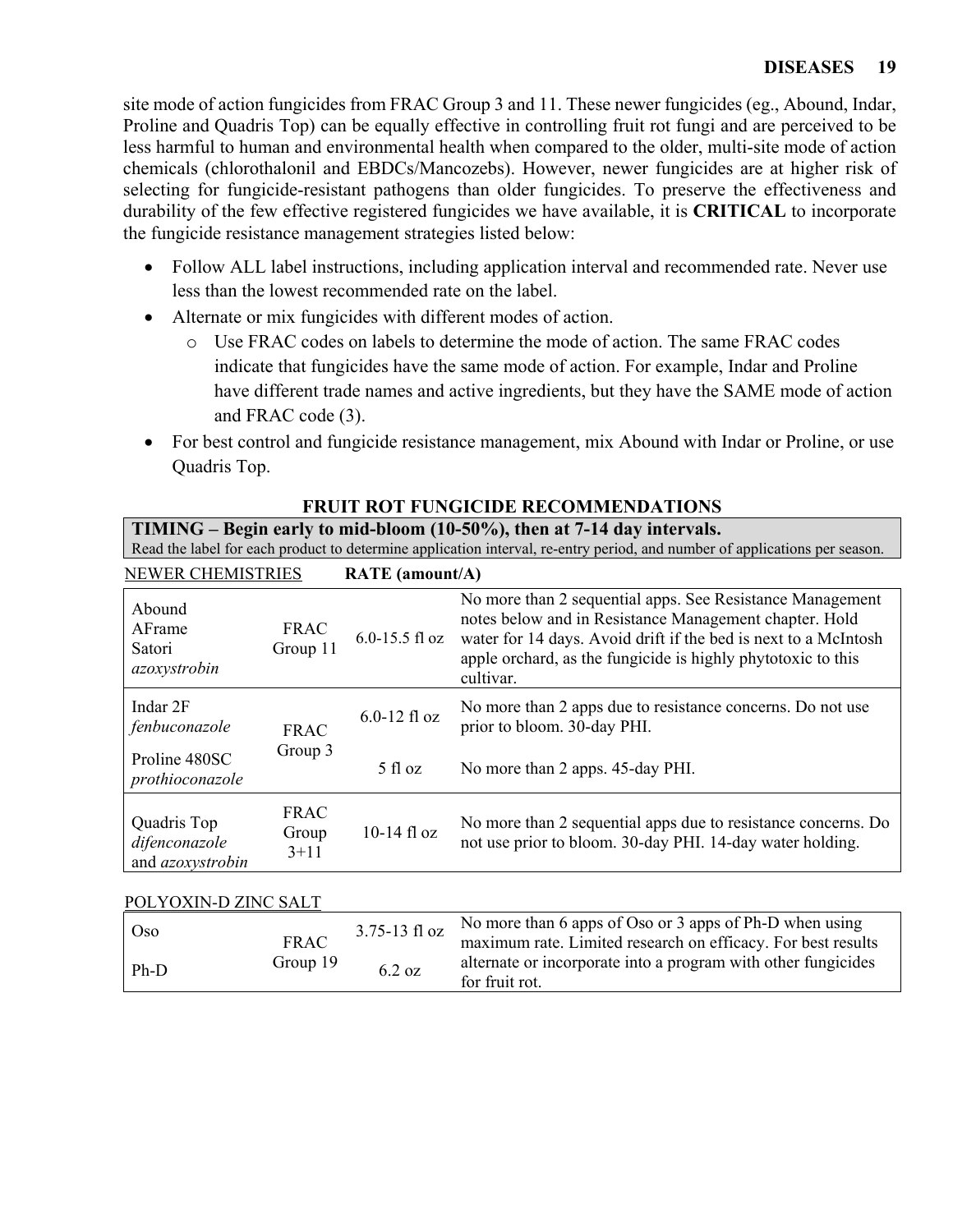site mode of action fungicides from FRAC Group 3 and 11. These newer fungicides (eg., Abound, Indar, Proline and Quadris Top) can be equally effective in controlling fruit rot fungi and are perceived to be less harmful to human and environmental health when compared to the older, multi-site mode of action chemicals (chlorothalonil and EBDCs/Mancozebs). However, newer fungicides are at higher risk of selecting for fungicide-resistant pathogens than older fungicides. To preserve the effectiveness and durability of the few effective registered fungicides we have available, it is **CRITICAL** to incorporate the fungicide resistance management strategies listed below:

- Follow ALL label instructions, including application interval and recommended rate. Never use less than the lowest recommended rate on the label.
- Alternate or mix fungicides with different modes of action.
  - Use FRAC codes on labels to determine the mode of action. The same FRAC codes indicate that fungicides have the same mode of action. For example, Indar and Proline have different trade names and active ingredients, but they have the SAME mode of action and FRAC code (3).
- For best control and fungicide resistance management, mix Abound with Indar or Proline, or use Quadris Top.

### FRUIT ROT FUNGICIDE RECOMMENDATIONS

**TIMING – Begin early to mid-bloom (10-50%), then at 7-14 day intervals.**
Read the label for each product to determine application interval, re-entry period, and number of applications per season.

| NEWER CHEMISTRIES | | RATE (amount/A) | |
|---|---|---|---|
| Abound<br>AFrame<br>Satori<br>*azoxystrobin* | FRAC Group 11 | 6.0-15.5 fl oz | No more than 2 sequential apps. See Resistance Management notes below and in Resistance Management chapter. Hold water for 14 days. Avoid drift if the bed is next to a McIntosh apple orchard, as the fungicide is highly phytotoxic to this cultivar. |
| Indar 2F<br>*fenbuconazole* | FRAC Group 3 | 6.0-12 fl oz | No more than 2 apps due to resistance concerns. Do not use prior to bloom. 30-day PHI. |
| Proline 480SC<br>*prothioconazole* | FRAC Group 3 | 5 fl oz | No more than 2 apps. 45-day PHI. |
| Quadris Top<br>*difenconazole* and *azoxystrobin* | FRAC Group 3+11 | 10-14 fl oz | No more than 2 sequential apps due to resistance concerns. Do not use prior to bloom. 30-day PHI. 14-day water holding. |

| POLYOXIN-D ZINC SALT | | | |
|---|---|---|---|
| Oso | FRAC Group 19 | 3.75-13 fl oz | No more than 6 apps of Oso or 3 apps of Ph-D when using maximum rate. Limited research on efficacy. For best results alternate or incorporate into a program with other fungicides for fruit rot. |
| Ph-D | FRAC Group 19 | 6.2 oz | |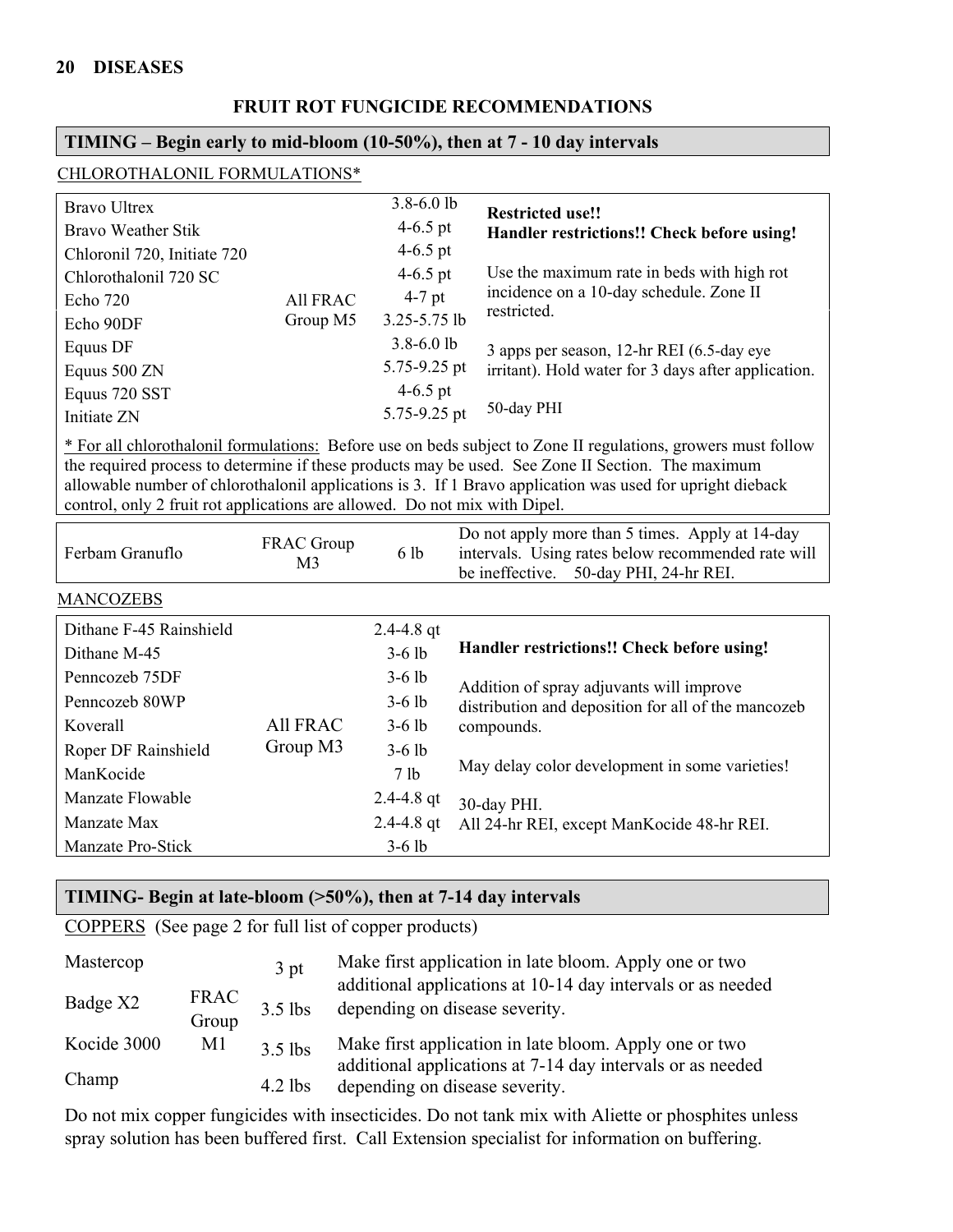## FRUIT ROT FUNGICIDE RECOMMENDATIONS

### TIMING – Begin early to mid-bloom (10-50%), then at 7 - 10 day intervals

CHLOROTHALONIL FORMULATIONS*

| Product | FRAC Group | Rate | Notes |
|---|---|---|---|
| Bravo Ultrex | All FRAC Group M5 | 3.8-6.0 lb | **Restricted use!!** **Handler restrictions!! Check before using!** Use the maximum rate in beds with high rot incidence on a 10-day schedule. Zone II restricted. 3 apps per season, 12-hr REI (6.5-day eye irritant). Hold water for 3 days after application. 50-day PHI |
| Bravo Weather Stik | | 4-6.5 pt | |
| Chloronil 720, Initiate 720 | | 4-6.5 pt | |
| Chlorothalonil 720 SC | | 4-6.5 pt | |
| Echo 720 | | 4-7 pt | |
| Echo 90DF | | 3.25-5.75 lb | |
| Equus DF | | 3.8-6.0 lb | |
| Equus 500 ZN | | 5.75-9.25 pt | |
| Equus 720 SST | | 4-6.5 pt | |
| Initiate ZN | | 5.75-9.25 pt | |

\* For all chlorothalonil formulations: Before use on beds subject to Zone II regulations, growers must follow the required process to determine if these products may be used. See Zone II Section. The maximum allowable number of chlorothalonil applications is 3. If 1 Bravo application was used for upright dieback control, only 2 fruit rot applications are allowed. Do not mix with Dipel.

| Product | FRAC Group | Rate | Notes |
|---|---|---|---|
| Ferbam Granuflo | FRAC Group M3 | 6 lb | Do not apply more than 5 times. Apply at 14-day intervals. Using rates below recommended rate will be ineffective. 50-day PHI, 24-hr REI. |

MANCOZEBS

| Product | FRAC Group | Rate | Notes |
|---|---|---|---|
| Dithane F-45 Rainshield | All FRAC Group M3 | 2.4-4.8 qt | **Handler restrictions!! Check before using!** Addition of spray adjuvants will improve distribution and deposition for all of the mancozeb compounds. May delay color development in some varieties! 30-day PHI. All 24-hr REI, except ManKocide 48-hr REI. |
| Dithane M-45 | | 3-6 lb | |
| Penncozeb 75DF | | 3-6 lb | |
| Penncozeb 80WP | | 3-6 lb | |
| Koverall | | 3-6 lb | |
| Roper DF Rainshield | | 3-6 lb | |
| ManKocide | | 7 lb | |
| Manzate Flowable | | 2.4-4.8 qt | |
| Manzate Max | | 2.4-4.8 qt | |
| Manzate Pro-Stick | | 3-6 lb | |

### TIMING- Begin at late-bloom (>50%), then at 7-14 day intervals

COPPERS (See page 2 for full list of copper products)

| Product | FRAC Group | Rate | Notes |
|---|---|---|---|
| Mastercop | FRAC Group M1 | 3 pt | Make first application in late bloom. Apply one or two additional applications at 10-14 day intervals or as needed depending on disease severity. |
| Badge X2 | | 3.5 lbs | |
| Kocide 3000 | | 3.5 lbs | Make first application in late bloom. Apply one or two additional applications at 7-14 day intervals or as needed depending on disease severity. |
| Champ | | 4.2 lbs | |

Do not mix copper fungicides with insecticides. Do not tank mix with Aliette or phosphites unless spray solution has been buffered first. Call Extension specialist for information on buffering.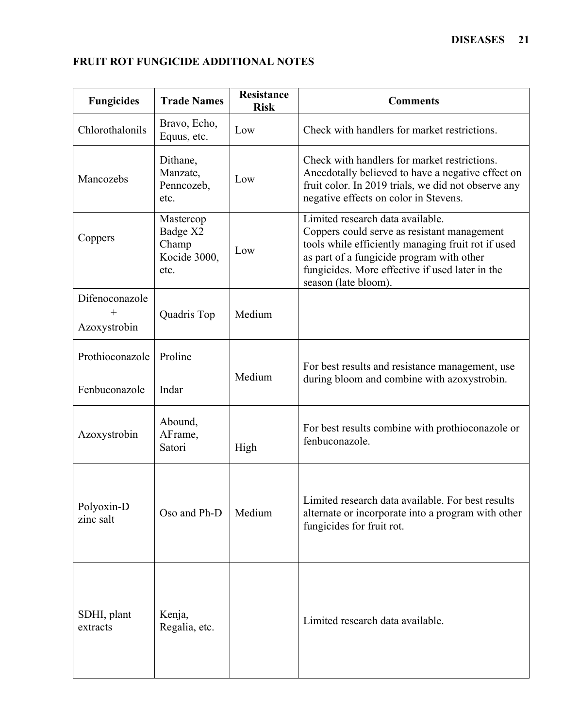## FRUIT ROT FUNGICIDE ADDITIONAL NOTES

| Fungicides | Trade Names | Resistance Risk | Comments |
|---|---|---|---|
| Chlorothalonils | Bravo, Echo, Equus, etc. | Low | Check with handlers for market restrictions. |
| Mancozebs | Dithane, Manzate, Penncozeb, etc. | Low | Check with handlers for market restrictions. Anecdotally believed to have a negative effect on fruit color. In 2019 trials, we did not observe any negative effects on color in Stevens. |
| Coppers | Mastercop Badge X2 Champ Kocide 3000, etc. | Low | Limited research data available. Coppers could serve as resistant management tools while efficiently managing fruit rot if used as part of a fungicide program with other fungicides. More effective if used later in the season (late bloom). |
| Difenoconazole + Azoxystrobin | Quadris Top | Medium | |
| Prothioconazole<br>Fenbuconazole | Proline<br>Indar | Medium | For best results and resistance management, use during bloom and combine with azoxystrobin. |
| Azoxystrobin | Abound, AFrame, Satori | High | For best results combine with prothioconazole or fenbuconazole. |
| Polyoxin-D zinc salt | Oso and Ph-D | Medium | Limited research data available. For best results alternate or incorporate into a program with other fungicides for fruit rot. |
| SDHI, plant extracts | Kenja, Regalia, etc. | | Limited research data available. |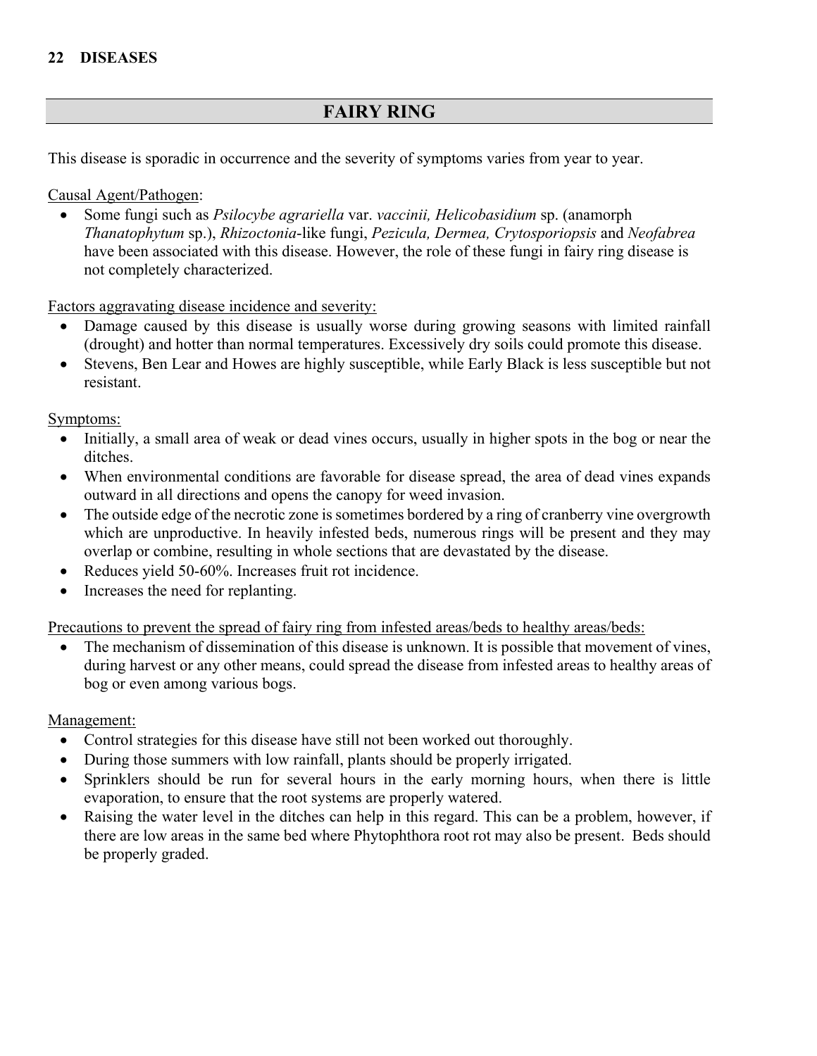## FAIRY RING

This disease is sporadic in occurrence and the severity of symptoms varies from year to year.

Causal Agent/Pathogen:

- Some fungi such as *Psilocybe agrariella* var. *vaccinii, Helicobasidium* sp. (anamorph *Thanatophytum* sp.), *Rhizoctonia*-like fungi, *Pezicula, Dermea, Crytosporiopsis* and *Neofabrea* have been associated with this disease. However, the role of these fungi in fairy ring disease is not completely characterized.

Factors aggravating disease incidence and severity:

- Damage caused by this disease is usually worse during growing seasons with limited rainfall (drought) and hotter than normal temperatures. Excessively dry soils could promote this disease.
- Stevens, Ben Lear and Howes are highly susceptible, while Early Black is less susceptible but not resistant.

Symptoms:

- Initially, a small area of weak or dead vines occurs, usually in higher spots in the bog or near the ditches.
- When environmental conditions are favorable for disease spread, the area of dead vines expands outward in all directions and opens the canopy for weed invasion.
- The outside edge of the necrotic zone is sometimes bordered by a ring of cranberry vine overgrowth which are unproductive. In heavily infested beds, numerous rings will be present and they may overlap or combine, resulting in whole sections that are devastated by the disease.
- Reduces yield 50-60%. Increases fruit rot incidence.
- Increases the need for replanting.

Precautions to prevent the spread of fairy ring from infested areas/beds to healthy areas/beds:

- The mechanism of dissemination of this disease is unknown. It is possible that movement of vines, during harvest or any other means, could spread the disease from infested areas to healthy areas of bog or even among various bogs.

Management:

- Control strategies for this disease have still not been worked out thoroughly.
- During those summers with low rainfall, plants should be properly irrigated.
- Sprinklers should be run for several hours in the early morning hours, when there is little evaporation, to ensure that the root systems are properly watered.
- Raising the water level in the ditches can help in this regard. This can be a problem, however, if there are low areas in the same bed where Phytophthora root rot may also be present. Beds should be properly graded.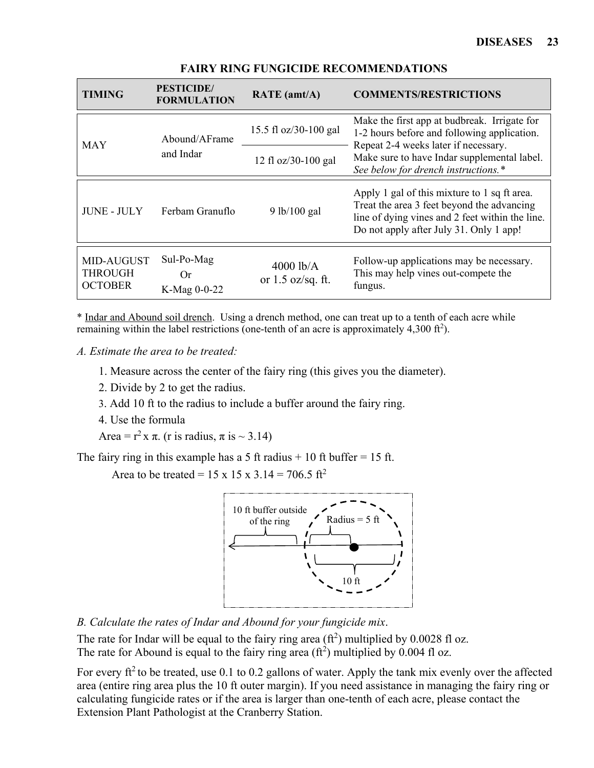## FAIRY RING FUNGICIDE RECOMMENDATIONS

| TIMING | PESTICIDE/ FORMULATION | RATE (amt/A) | COMMENTS/RESTRICTIONS |
|---|---|---|---|
| MAY | Abound/AFrame and Indar | 15.5 fl oz/30-100 gal | Make the first app at budbreak. Irrigate for 1-2 hours before and following application. Repeat 2-4 weeks later if necessary. Make sure to have Indar supplemental label. *See below for drench instructions.** |
| | | 12 fl oz/30-100 gal | |
| JUNE - JULY | Ferbam Granuflo | 9 lb/100 gal | Apply 1 gal of this mixture to 1 sq ft area. Treat the area 3 feet beyond the advancing line of dying vines and 2 feet within the line. Do not apply after July 31. Only 1 app! |
| MID-AUGUST THROUGH OCTOBER | Sul-Po-Mag Or K-Mag 0-0-22 | 4000 lb/A or 1.5 oz/sq. ft. | Follow-up applications may be necessary. This may help vines out-compete the fungus. |

\* Indar and Abound soil drench. Using a drench method, one can treat up to a tenth of each acre while remaining within the label restrictions (one-tenth of an acre is approximately 4,300 ft$^2$).

*A. Estimate the area to be treated:*

1. Measure across the center of the fairy ring (this gives you the diameter).
2. Divide by 2 to get the radius.
3. Add 10 ft to the radius to include a buffer around the fairy ring.
4. Use the formula

   Area = $r^2 \times \pi$. (r is radius, $\pi$ is ~ 3.14)

The fairy ring in this example has a 5 ft radius + 10 ft buffer = 15 ft.

Area to be treated = 15 x 15 x 3.14 = 706.5 ft$^2$

10 ft buffer outside of the ring — Radius = 5 ft — 10 ft

*B. Calculate the rates of Indar and Abound for your fungicide mix.*

The rate for Indar will be equal to the fairy ring area (ft$^2$) multiplied by 0.0028 fl oz.
The rate for Abound is equal to the fairy ring area (ft$^2$) multiplied by 0.004 fl oz.

For every ft$^2$ to be treated, use 0.1 to 0.2 gallons of water. Apply the tank mix evenly over the affected area (entire ring area plus the 10 ft outer margin). If you need assistance in managing the fairy ring or calculating fungicide rates or if the area is larger than one-tenth of each acre, please contact the Extension Plant Pathologist at the Cranberry Station.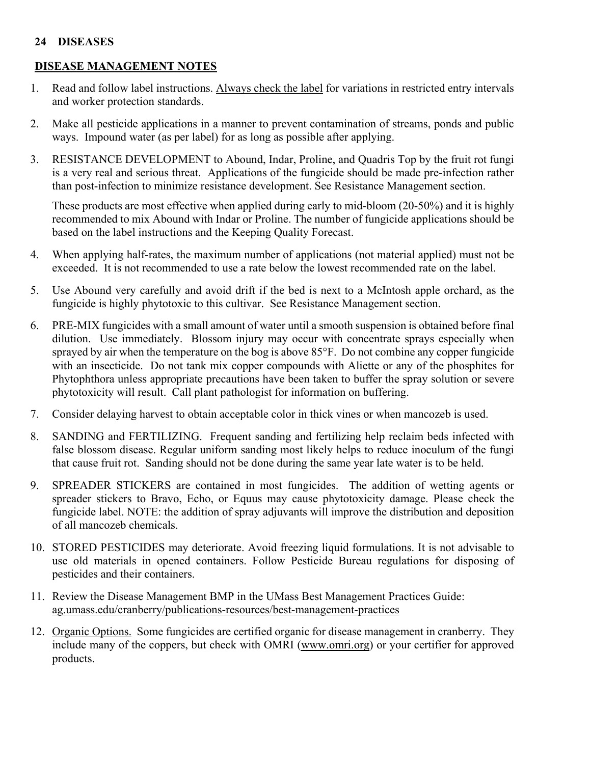## DISEASE MANAGEMENT NOTES

1. Read and follow label instructions. Always check the label for variations in restricted entry intervals and worker protection standards.

2. Make all pesticide applications in a manner to prevent contamination of streams, ponds and public ways. Impound water (as per label) for as long as possible after applying.

3. RESISTANCE DEVELOPMENT to Abound, Indar, Proline, and Quadris Top by the fruit rot fungi is a very real and serious threat. Applications of the fungicide should be made pre-infection rather than post-infection to minimize resistance development. See Resistance Management section.

   These products are most effective when applied during early to mid-bloom (20-50%) and it is highly recommended to mix Abound with Indar or Proline. The number of fungicide applications should be based on the label instructions and the Keeping Quality Forecast.

4. When applying half-rates, the maximum number of applications (not material applied) must not be exceeded. It is not recommended to use a rate below the lowest recommended rate on the label.

5. Use Abound very carefully and avoid drift if the bed is next to a McIntosh apple orchard, as the fungicide is highly phytotoxic to this cultivar. See Resistance Management section.

6. PRE-MIX fungicides with a small amount of water until a smooth suspension is obtained before final dilution. Use immediately. Blossom injury may occur with concentrate sprays especially when sprayed by air when the temperature on the bog is above 85°F. Do not combine any copper fungicide with an insecticide. Do not tank mix copper compounds with Aliette or any of the phosphites for Phytophthora unless appropriate precautions have been taken to buffer the spray solution or severe phytotoxicity will result. Call plant pathologist for information on buffering.

7. Consider delaying harvest to obtain acceptable color in thick vines or when mancozeb is used.

8. SANDING and FERTILIZING. Frequent sanding and fertilizing help reclaim beds infected with false blossom disease. Regular uniform sanding most likely helps to reduce inoculum of the fungi that cause fruit rot. Sanding should not be done during the same year late water is to be held.

9. SPREADER STICKERS are contained in most fungicides. The addition of wetting agents or spreader stickers to Bravo, Echo, or Equus may cause phytotoxicity damage. Please check the fungicide label. NOTE: the addition of spray adjuvants will improve the distribution and deposition of all mancozeb chemicals.

10. STORED PESTICIDES may deteriorate. Avoid freezing liquid formulations. It is not advisable to use old materials in opened containers. Follow Pesticide Bureau regulations for disposing of pesticides and their containers.

11. Review the Disease Management BMP in the UMass Best Management Practices Guide: ag.umass.edu/cranberry/publications-resources/best-management-practices

12. Organic Options. Some fungicides are certified organic for disease management in cranberry. They include many of the coppers, but check with OMRI (www.omri.org) or your certifier for approved products.